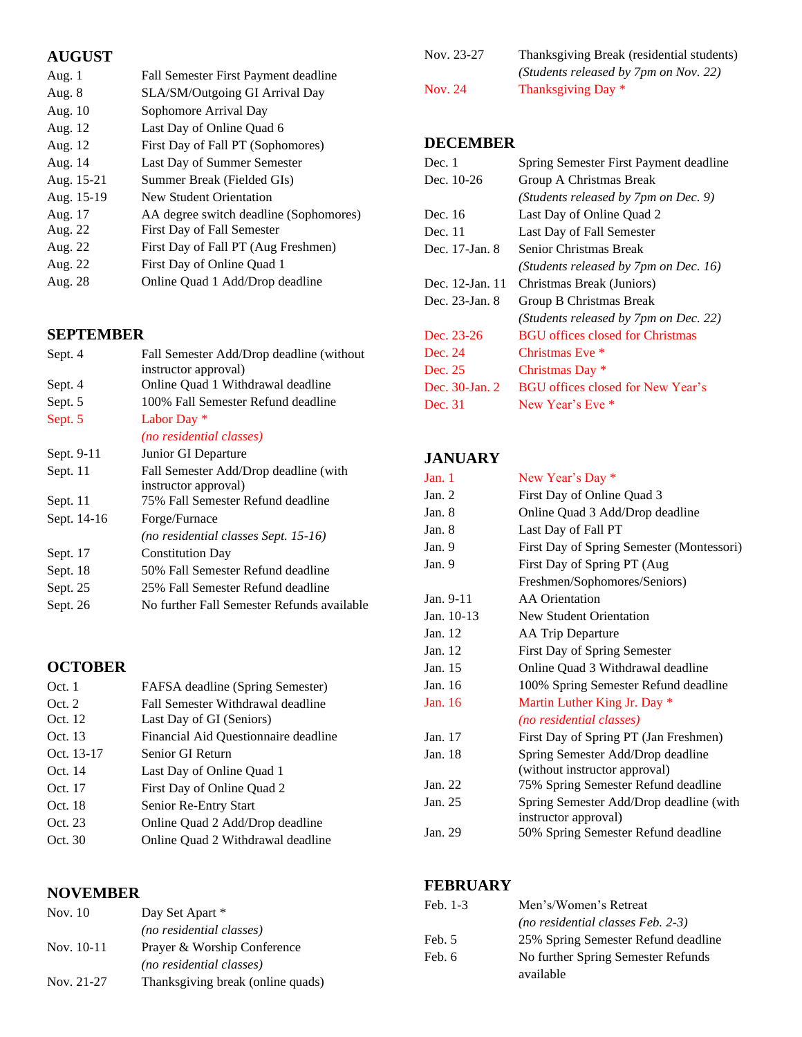## AUGUST

| | |
|---|---|
| Aug. 1 | Fall Semester First Payment deadline |
| Aug. 8 | SLA/SM/Outgoing GI Arrival Day |
| Aug. 10 | Sophomore Arrival Day |
| Aug. 12 | Last Day of Online Quad 6 |
| Aug. 12 | First Day of Fall PT (Sophomores) |
| Aug. 14 | Last Day of Summer Semester |
| Aug. 15-21 | Summer Break (Fielded GIs) |
| Aug. 15-19 | New Student Orientation |
| Aug. 17 | AA degree switch deadline (Sophomores) |
| Aug. 22 | First Day of Fall Semester |
| Aug. 22 | First Day of Fall PT (Aug Freshmen) |
| Aug. 22 | First Day of Online Quad 1 |
| Aug. 28 | Online Quad 1 Add/Drop deadline |

## SEPTEMBER

| | |
|---|---|
| Sept. 4 | Fall Semester Add/Drop deadline (without instructor approval) |
| Sept. 4 | Online Quad 1 Withdrawal deadline |
| Sept. 5 | 100% Fall Semester Refund deadline |
| Sept. 5 | Labor Day * |
| | *(no residential classes)* |
| Sept. 9-11 | Junior GI Departure |
| Sept. 11 | Fall Semester Add/Drop deadline (with instructor approval) |
| Sept. 11 | 75% Fall Semester Refund deadline |
| Sept. 14-16 | Forge/Furnace |
| | *(no residential classes Sept. 15-16)* |
| Sept. 17 | Constitution Day |
| Sept. 18 | 50% Fall Semester Refund deadline |
| Sept. 25 | 25% Fall Semester Refund deadline |
| Sept. 26 | No further Fall Semester Refunds available |

## OCTOBER

| | |
|---|---|
| Oct. 1 | FAFSA deadline (Spring Semester) |
| Oct. 2 | Fall Semester Withdrawal deadline |
| Oct. 12 | Last Day of GI (Seniors) |
| Oct. 13 | Financial Aid Questionnaire deadline |
| Oct. 13-17 | Senior GI Return |
| Oct. 14 | Last Day of Online Quad 1 |
| Oct. 17 | First Day of Online Quad 2 |
| Oct. 18 | Senior Re-Entry Start |
| Oct. 23 | Online Quad 2 Add/Drop deadline |
| Oct. 30 | Online Quad 2 Withdrawal deadline |

## NOVEMBER

| | |
|---|---|
| Nov. 10 | Day Set Apart * |
| | *(no residential classes)* |
| Nov. 10-11 | Prayer & Worship Conference |
| | *(no residential classes)* |
| Nov. 21-27 | Thanksgiving break (online quads) |
| Nov. 23-27 | Thanksgiving Break (residential students) |
| | *(Students released by 7pm on Nov. 22)* |
| Nov. 24 | Thanksgiving Day * |

## DECEMBER

| | |
|---|---|
| Dec. 1 | Spring Semester First Payment deadline |
| Dec. 10-26 | Group A Christmas Break |
| | *(Students released by 7pm on Dec. 9)* |
| Dec. 16 | Last Day of Online Quad 2 |
| Dec. 11 | Last Day of Fall Semester |
| Dec. 17-Jan. 8 | Senior Christmas Break |
| | *(Students released by 7pm on Dec. 16)* |
| Dec. 12-Jan. 11 | Christmas Break (Juniors) |
| Dec. 23-Jan. 8 | Group B Christmas Break |
| | *(Students released by 7pm on Dec. 22)* |
| Dec. 23-26 | BGU offices closed for Christmas |
| Dec. 24 | Christmas Eve * |
| Dec. 25 | Christmas Day * |
| Dec. 30-Jan. 2 | BGU offices closed for New Year's |
| Dec. 31 | New Year's Eve * |

## JANUARY

| | |
|---|---|
| Jan. 1 | New Year's Day * |
| Jan. 2 | First Day of Online Quad 3 |
| Jan. 8 | Online Quad 3 Add/Drop deadline |
| Jan. 8 | Last Day of Fall PT |
| Jan. 9 | First Day of Spring Semester (Montessori) |
| Jan. 9 | First Day of Spring PT (Aug Freshmen/Sophomores/Seniors) |
| Jan. 9-11 | AA Orientation |
| Jan. 10-13 | New Student Orientation |
| Jan. 12 | AA Trip Departure |
| Jan. 12 | First Day of Spring Semester |
| Jan. 15 | Online Quad 3 Withdrawal deadline |
| Jan. 16 | 100% Spring Semester Refund deadline |
| Jan. 16 | Martin Luther King Jr. Day * |
| | *(no residential classes)* |
| Jan. 17 | First Day of Spring PT (Jan Freshmen) |
| Jan. 18 | Spring Semester Add/Drop deadline (without instructor approval) |
| Jan. 22 | 75% Spring Semester Refund deadline |
| Jan. 25 | Spring Semester Add/Drop deadline (with instructor approval) |
| Jan. 29 | 50% Spring Semester Refund deadline |

## FEBRUARY

| | |
|---|---|
| Feb. 1-3 | Men's/Women's Retreat |
| | *(no residential classes Feb. 2-3)* |
| Feb. 5 | 25% Spring Semester Refund deadline |
| Feb. 6 | No further Spring Semester Refunds available |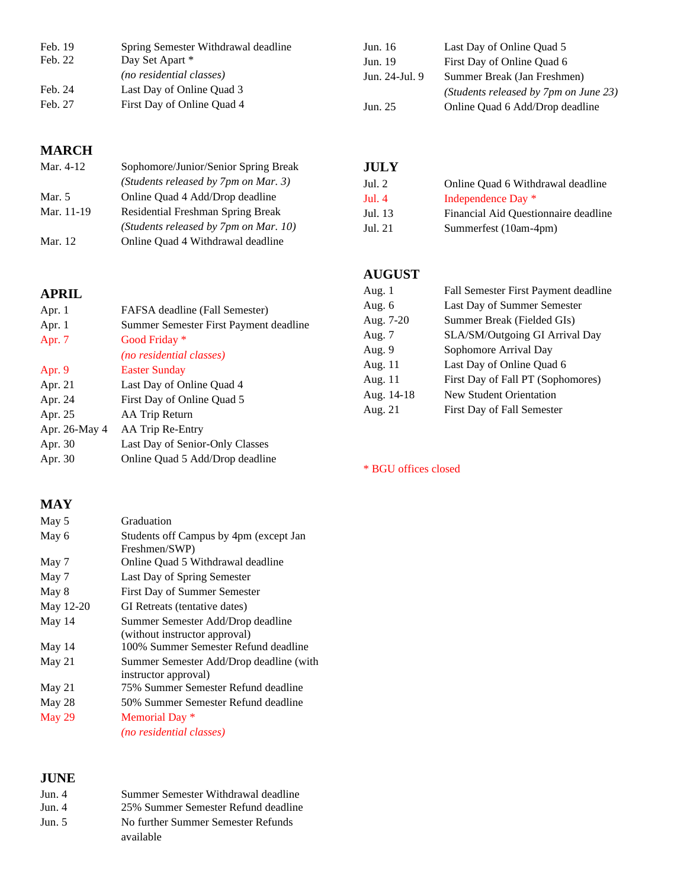| | |
|---|---|
| Feb. 19 | Spring Semester Withdrawal deadline |
| Feb. 22 | Day Set Apart * *(no residential classes)* |
| Feb. 24 | Last Day of Online Quad 3 |
| Feb. 27 | First Day of Online Quad 4 |

## MARCH

| | |
|---|---|
| Mar. 4-12 | Sophomore/Junior/Senior Spring Break *(Students released by 7pm on Mar. 3)* |
| Mar. 5 | Online Quad 4 Add/Drop deadline |
| Mar. 11-19 | Residential Freshman Spring Break *(Students released by 7pm on Mar. 10)* |
| Mar. 12 | Online Quad 4 Withdrawal deadline |

## APRIL

| | |
|---|---|
| Apr. 1 | FAFSA deadline (Fall Semester) |
| Apr. 1 | Summer Semester First Payment deadline |
| Apr. 7 | Good Friday * *(no residential classes)* |
| Apr. 9 | Easter Sunday |
| Apr. 21 | Last Day of Online Quad 4 |
| Apr. 24 | First Day of Online Quad 5 |
| Apr. 25 | AA Trip Return |
| Apr. 26-May 4 | AA Trip Re-Entry |
| Apr. 30 | Last Day of Senior-Only Classes |
| Apr. 30 | Online Quad 5 Add/Drop deadline |

## MAY

| | |
|---|---|
| May 5 | Graduation |
| May 6 | Students off Campus by 4pm (except Jan Freshmen/SWP) |
| May 7 | Online Quad 5 Withdrawal deadline |
| May 7 | Last Day of Spring Semester |
| May 8 | First Day of Summer Semester |
| May 12-20 | GI Retreats (tentative dates) |
| May 14 | Summer Semester Add/Drop deadline (without instructor approval) |
| May 14 | 100% Summer Semester Refund deadline |
| May 21 | Summer Semester Add/Drop deadline (with instructor approval) |
| May 21 | 75% Summer Semester Refund deadline |
| May 28 | 50% Summer Semester Refund deadline |
| May 29 | Memorial Day * *(no residential classes)* |

## JUNE

| | |
|---|---|
| Jun. 4 | Summer Semester Withdrawal deadline |
| Jun. 4 | 25% Summer Semester Refund deadline |
| Jun. 5 | No further Summer Semester Refunds available |
| Jun. 16 | Last Day of Online Quad 5 |
| Jun. 19 | First Day of Online Quad 6 |
| Jun. 24-Jul. 9 | Summer Break (Jan Freshmen) *(Students released by 7pm on June 23)* |
| Jun. 25 | Online Quad 6 Add/Drop deadline |

## JULY

| | |
|---|---|
| Jul. 2 | Online Quad 6 Withdrawal deadline |
| Jul. 4 | Independence Day * |
| Jul. 13 | Financial Aid Questionnaire deadline |
| Jul. 21 | Summerfest (10am-4pm) |

## AUGUST

| | |
|---|---|
| Aug. 1 | Fall Semester First Payment deadline |
| Aug. 6 | Last Day of Summer Semester |
| Aug. 7-20 | Summer Break (Fielded GIs) |
| Aug. 7 | SLA/SM/Outgoing GI Arrival Day |
| Aug. 9 | Sophomore Arrival Day |
| Aug. 11 | Last Day of Online Quad 6 |
| Aug. 11 | First Day of Fall PT (Sophomores) |
| Aug. 14-18 | New Student Orientation |
| Aug. 21 | First Day of Fall Semester |

* BGU offices closed